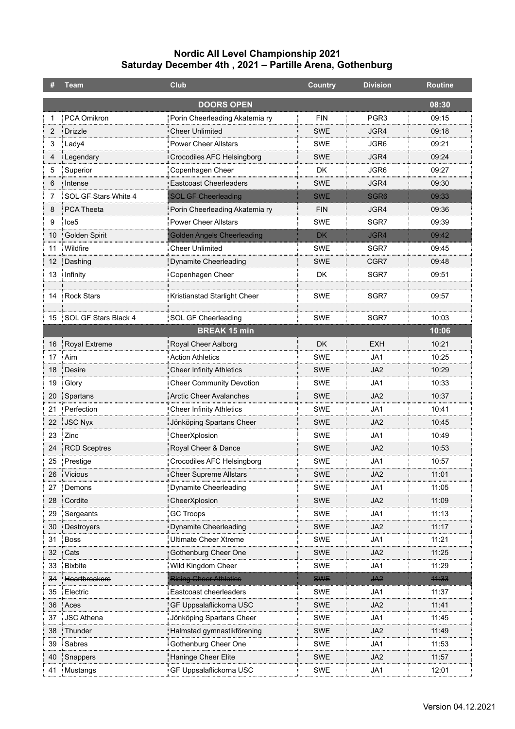# Nordic All Level Championship 2021
## Saturday December 4th , 2021 – Partille Arena, Gothenburg

| # | Team | Club | Country | Division | Routine |
|---|---|---|---|---|---|
| | | **DOORS OPEN** | | | **08:30** |
| 1 | PCA Omikron | Porin Cheerleading Akatemia ry | FIN | PGR3 | 09:15 |
| 2 | Drizzle | Cheer Unlimited | SWE | JGR4 | 09:18 |
| 3 | Lady4 | Power Cheer Allstars | SWE | JGR6 | 09:21 |
| 4 | Legendary | Crocodiles AFC Helsingborg | SWE | JGR4 | 09:24 |
| 5 | Superior | Copenhagen Cheer | DK | JGR6 | 09:27 |
| 6 | Intense | Eastcoast Cheerleaders | SWE | JGR4 | 09:30 |
| ~~7~~ | ~~SOL GF Stars White 4~~ | ~~SOL GF Cheerleading~~ | ~~SWE~~ | ~~SGR6~~ | ~~09:33~~ |
| 8 | PCA Theeta | Porin Cheerleading Akatemia ry | FIN | JGR4 | 09:36 |
| 9 | Ice5 | Power Cheer Allstars | SWE | SGR7 | 09:39 |
| ~~10~~ | ~~Golden Spirit~~ | ~~Golden Angels Cheerleading~~ | ~~DK~~ | ~~JGR4~~ | ~~09:42~~ |
| 11 | Wildfire | Cheer Unlimited | SWE | SGR7 | 09:45 |
| 12 | Dashing | Dynamite Cheerleading | SWE | CGR7 | 09:48 |
| 13 | Infinity | Copenhagen Cheer | DK | SGR7 | 09:51 |
| | | | | | |
| 14 | Rock Stars | Kristianstad Starlight Cheer | SWE | SGR7 | 09:57 |
| | | | | | |
| 15 | SOL GF Stars Black 4 | SOL GF Cheerleading | SWE | SGR7 | 10:03 |
| | | **BREAK 15 min** | | | **10:06** |
| 16 | Royal Extreme | Royal Cheer Aalborg | DK | EXH | 10:21 |
| 17 | Aim | Action Athletics | SWE | JA1 | 10:25 |
| 18 | Desire | Cheer Infinity Athletics | SWE | JA2 | 10:29 |
| 19 | Glory | Cheer Community Devotion | SWE | JA1 | 10:33 |
| 20 | Spartans | Arctic Cheer Avalanches | SWE | JA2 | 10:37 |
| 21 | Perfection | Cheer Infinity Athletics | SWE | JA1 | 10:41 |
| 22 | JSC Nyx | Jönköping Spartans Cheer | SWE | JA2 | 10:45 |
| 23 | Zinc | CheerXplosion | SWE | JA1 | 10:49 |
| 24 | RCD Sceptres | Royal Cheer & Dance | SWE | JA2 | 10:53 |
| 25 | Prestige | Crocodiles AFC Helsingborg | SWE | JA1 | 10:57 |
| 26 | Vicious | Cheer Supreme Allstars | SWE | JA2 | 11:01 |
| 27 | Demons | Dynamite Cheerleading | SWE | JA1 | 11:05 |
| 28 | Cordite | CheerXplosion | SWE | JA2 | 11:09 |
| 29 | Sergeants | GC Troops | SWE | JA1 | 11:13 |
| 30 | Destroyers | Dynamite Cheerleading | SWE | JA2 | 11:17 |
| 31 | Boss | Ultimate Cheer Xtreme | SWE | JA1 | 11:21 |
| 32 | Cats | Gothenburg Cheer One | SWE | JA2 | 11:25 |
| 33 | Bixbite | Wild Kingdom Cheer | SWE | JA1 | 11:29 |
| ~~34~~ | ~~Heartbreakers~~ | ~~Rising Cheer Athletics~~ | ~~SWE~~ | ~~JA2~~ | ~~11:33~~ |
| 35 | Electric | Eastcoast cheerleaders | SWE | JA1 | 11:37 |
| 36 | Aces | GF Uppsalaflickorna USC | SWE | JA2 | 11:41 |
| 37 | JSC Athena | Jönköping Spartans Cheer | SWE | JA1 | 11:45 |
| 38 | Thunder | Halmstad gymnastikförening | SWE | JA2 | 11:49 |
| 39 | Sabres | Gothenburg Cheer One | SWE | JA1 | 11:53 |
| 40 | Snappers | Haninge Cheer Elite | SWE | JA2 | 11:57 |
| 41 | Mustangs | GF Uppsalaflickorna USC | SWE | JA1 | 12:01 |

Version 04.12.2021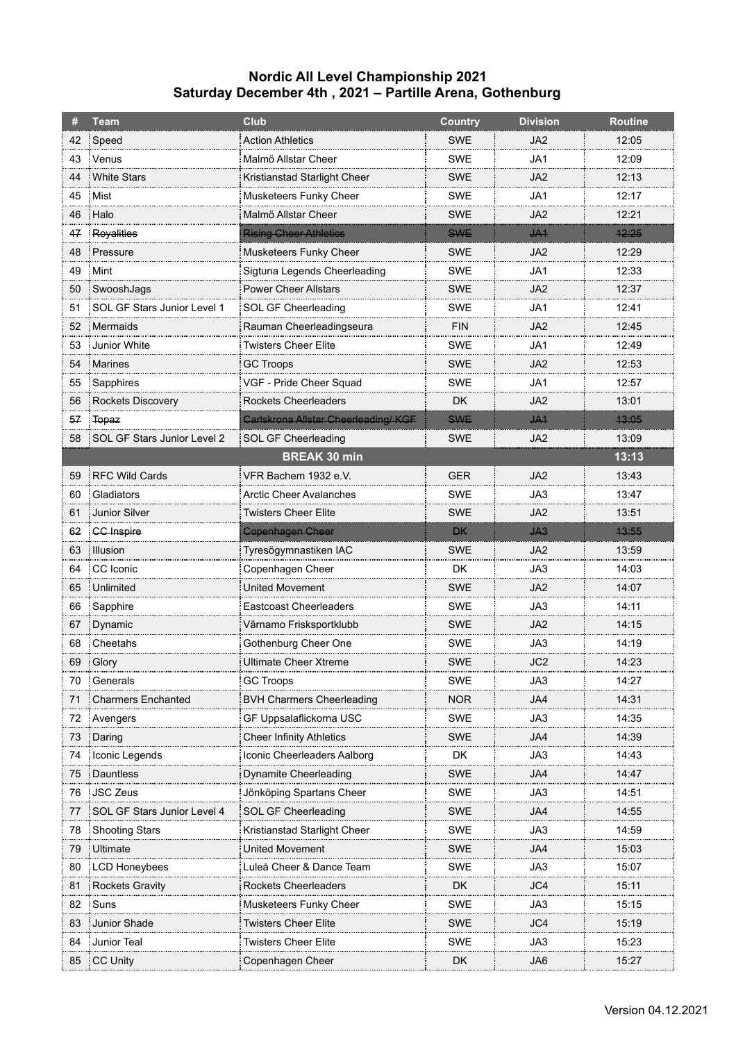# Nordic All Level Championship 2021

## Saturday December 4th , 2021 – Partille Arena, Gothenburg

| # | Team | Club | Country | Division | Routine |
|---|---|---|---|---|---|
| 42 | Speed | Action Athletics | SWE | JA2 | 12:05 |
| 43 | Venus | Malmö Allstar Cheer | SWE | JA1 | 12:09 |
| 44 | White Stars | Kristianstad Starlight Cheer | SWE | JA2 | 12:13 |
| 45 | Mist | Musketeers Funky Cheer | SWE | JA1 | 12:17 |
| 46 | Halo | Malmö Allstar Cheer | SWE | JA2 | 12:21 |
| ~~47~~ | ~~Royalities~~ | ~~Rising Cheer Athletics~~ | ~~SWE~~ | ~~JA1~~ | ~~12:25~~ |
| 48 | Pressure | Musketeers Funky Cheer | SWE | JA2 | 12:29 |
| 49 | Mint | Sigtuna Legends Cheerleading | SWE | JA1 | 12:33 |
| 50 | SwooshJags | Power Cheer Allstars | SWE | JA2 | 12:37 |
| 51 | SOL GF Stars Junior Level 1 | SOL GF Cheerleading | SWE | JA1 | 12:41 |
| 52 | Mermaids | Rauman Cheerleadingseura | FIN | JA2 | 12:45 |
| 53 | Junior White | Twisters Cheer Elite | SWE | JA1 | 12:49 |
| 54 | Marines | GC Troops | SWE | JA2 | 12:53 |
| 55 | Sapphires | VGF - Pride Cheer Squad | SWE | JA1 | 12:57 |
| 56 | Rockets Discovery | Rockets Cheerleaders | DK | JA2 | 13:01 |
| ~~57~~ | ~~Topaz~~ | ~~Carlskrona Allstar Cheerleading/ KGF~~ | ~~SWE~~ | ~~JA1~~ | ~~13:05~~ |
| 58 | SOL GF Stars Junior Level 2 | SOL GF Cheerleading | SWE | JA2 | 13:09 |
| | | **BREAK 30 min** | | | **13:13** |
| 59 | RFC Wild Cards | VFR Bachem 1932 e.V. | GER | JA2 | 13:43 |
| 60 | Gladiators | Arctic Cheer Avalanches | SWE | JA3 | 13:47 |
| 61 | Junior Silver | Twisters Cheer Elite | SWE | JA2 | 13:51 |
| ~~62~~ | ~~CC Inspire~~ | ~~Copenhagen Cheer~~ | ~~DK~~ | ~~JA3~~ | ~~13:55~~ |
| 63 | Illusion | Tyresögymnastiken IAC | SWE | JA2 | 13:59 |
| 64 | CC Iconic | Copenhagen Cheer | DK | JA3 | 14:03 |
| 65 | Unlimited | United Movement | SWE | JA2 | 14:07 |
| 66 | Sapphire | Eastcoast Cheerleaders | SWE | JA3 | 14:11 |
| 67 | Dynamic | Värnamo Frisksportklubb | SWE | JA2 | 14:15 |
| 68 | Cheetahs | Gothenburg Cheer One | SWE | JA3 | 14:19 |
| 69 | Glory | Ultimate Cheer Xtreme | SWE | JC2 | 14:23 |
| 70 | Generals | GC Troops | SWE | JA3 | 14:27 |
| 71 | Charmers Enchanted | BVH Charmers Cheerleading | NOR | JA4 | 14:31 |
| 72 | Avengers | GF Uppsalaflickorna USC | SWE | JA3 | 14:35 |
| 73 | Daring | Cheer Infinity Athletics | SWE | JA4 | 14:39 |
| 74 | Iconic Legends | Iconic Cheerleaders Aalborg | DK | JA3 | 14:43 |
| 75 | Dauntless | Dynamite Cheerleading | SWE | JA4 | 14:47 |
| 76 | JSC Zeus | Jönköping Spartans Cheer | SWE | JA3 | 14:51 |
| 77 | SOL GF Stars Junior Level 4 | SOL GF Cheerleading | SWE | JA4 | 14:55 |
| 78 | Shooting Stars | Kristianstad Starlight Cheer | SWE | JA3 | 14:59 |
| 79 | Ultimate | United Movement | SWE | JA4 | 15:03 |
| 80 | LCD Honeybees | Luleå Cheer & Dance Team | SWE | JA3 | 15:07 |
| 81 | Rockets Gravity | Rockets Cheerleaders | DK | JC4 | 15:11 |
| 82 | Suns | Musketeers Funky Cheer | SWE | JA3 | 15:15 |
| 83 | Junior Shade | Twisters Cheer Elite | SWE | JC4 | 15:19 |
| 84 | Junior Teal | Twisters Cheer Elite | SWE | JA3 | 15:23 |
| 85 | CC Unity | Copenhagen Cheer | DK | JA6 | 15:27 |

Version 04.12.2021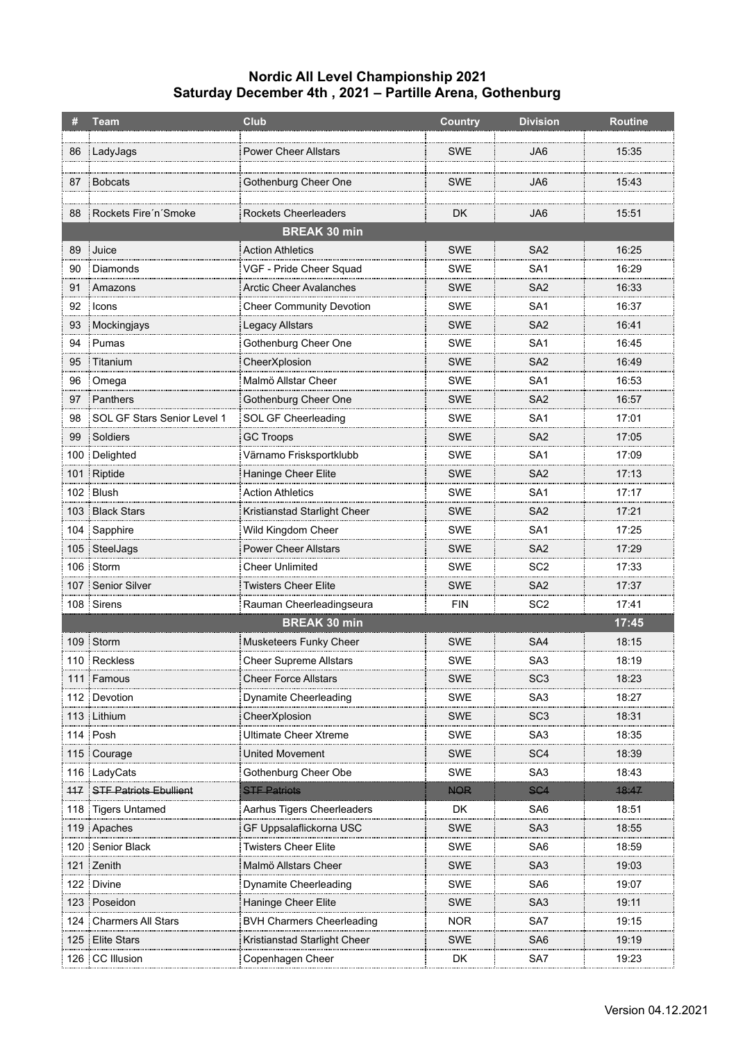# Nordic All Level Championship 2021
## Saturday December 4th , 2021 – Partille Arena, Gothenburg

| # | Team | Club | Country | Division | Routine |
|---|---|---|---|---|---|
| 86 | LadyJags | Power Cheer Allstars | SWE | JA6 | 15:35 |
| 87 | Bobcats | Gothenburg Cheer One | SWE | JA6 | 15:43 |
| 88 | Rockets Fire´n´Smoke | Rockets Cheerleaders | DK | JA6 | 15:51 |
| | | **BREAK 30 min** | | | |
| 89 | Juice | Action Athletics | SWE | SA2 | 16:25 |
| 90 | Diamonds | VGF - Pride Cheer Squad | SWE | SA1 | 16:29 |
| 91 | Amazons | Arctic Cheer Avalanches | SWE | SA2 | 16:33 |
| 92 | Icons | Cheer Community Devotion | SWE | SA1 | 16:37 |
| 93 | Mockingjays | Legacy Allstars | SWE | SA2 | 16:41 |
| 94 | Pumas | Gothenburg Cheer One | SWE | SA1 | 16:45 |
| 95 | Titanium | CheerXplosion | SWE | SA2 | 16:49 |
| 96 | Omega | Malmö Allstar Cheer | SWE | SA1 | 16:53 |
| 97 | Panthers | Gothenburg Cheer One | SWE | SA2 | 16:57 |
| 98 | SOL GF Stars Senior Level 1 | SOL GF Cheerleading | SWE | SA1 | 17:01 |
| 99 | Soldiers | GC Troops | SWE | SA2 | 17:05 |
| 100 | Delighted | Värnamo Frisksportklubb | SWE | SA1 | 17:09 |
| 101 | Riptide | Haninge Cheer Elite | SWE | SA2 | 17:13 |
| 102 | Blush | Action Athletics | SWE | SA1 | 17:17 |
| 103 | Black Stars | Kristianstad Starlight Cheer | SWE | SA2 | 17:21 |
| 104 | Sapphire | Wild Kingdom Cheer | SWE | SA1 | 17:25 |
| 105 | SteelJags | Power Cheer Allstars | SWE | SA2 | 17:29 |
| 106 | Storm | Cheer Unlimited | SWE | SC2 | 17:33 |
| 107 | Senior Silver | Twisters Cheer Elite | SWE | SA2 | 17:37 |
| 108 | Sirens | Rauman Cheerleadingseura | FIN | SC2 | 17:41 |
| | | **BREAK 30 min** | | | **17:45** |
| 109 | Storm | Musketeers Funky Cheer | SWE | SA4 | 18:15 |
| 110 | Reckless | Cheer Supreme Allstars | SWE | SA3 | 18:19 |
| 111 | Famous | Cheer Force Allstars | SWE | SC3 | 18:23 |
| 112 | Devotion | Dynamite Cheerleading | SWE | SA3 | 18:27 |
| 113 | Lithium | CheerXplosion | SWE | SC3 | 18:31 |
| 114 | Posh | Ultimate Cheer Xtreme | SWE | SA3 | 18:35 |
| 115 | Courage | United Movement | SWE | SC4 | 18:39 |
| 116 | LadyCats | Gothenburg Cheer Obe | SWE | SA3 | 18:43 |
| ~~117~~ | ~~STF Patriots Ebullient~~ | ~~STF Patriots~~ | ~~NOR~~ | ~~SC4~~ | ~~18:47~~ |
| 118 | Tigers Untamed | Aarhus Tigers Cheerleaders | DK | SA6 | 18:51 |
| 119 | Apaches | GF Uppsalaflickorna USC | SWE | SA3 | 18:55 |
| 120 | Senior Black | Twisters Cheer Elite | SWE | SA6 | 18:59 |
| 121 | Zenith | Malmö Allstars Cheer | SWE | SA3 | 19:03 |
| 122 | Divine | Dynamite Cheerleading | SWE | SA6 | 19:07 |
| 123 | Poseidon | Haninge Cheer Elite | SWE | SA3 | 19:11 |
| 124 | Charmers All Stars | BVH Charmers Cheerleading | NOR | SA7 | 19:15 |
| 125 | Elite Stars | Kristianstad Starlight Cheer | SWE | SA6 | 19:19 |
| 126 | CC Illusion | Copenhagen Cheer | DK | SA7 | 19:23 |

Version 04.12.2021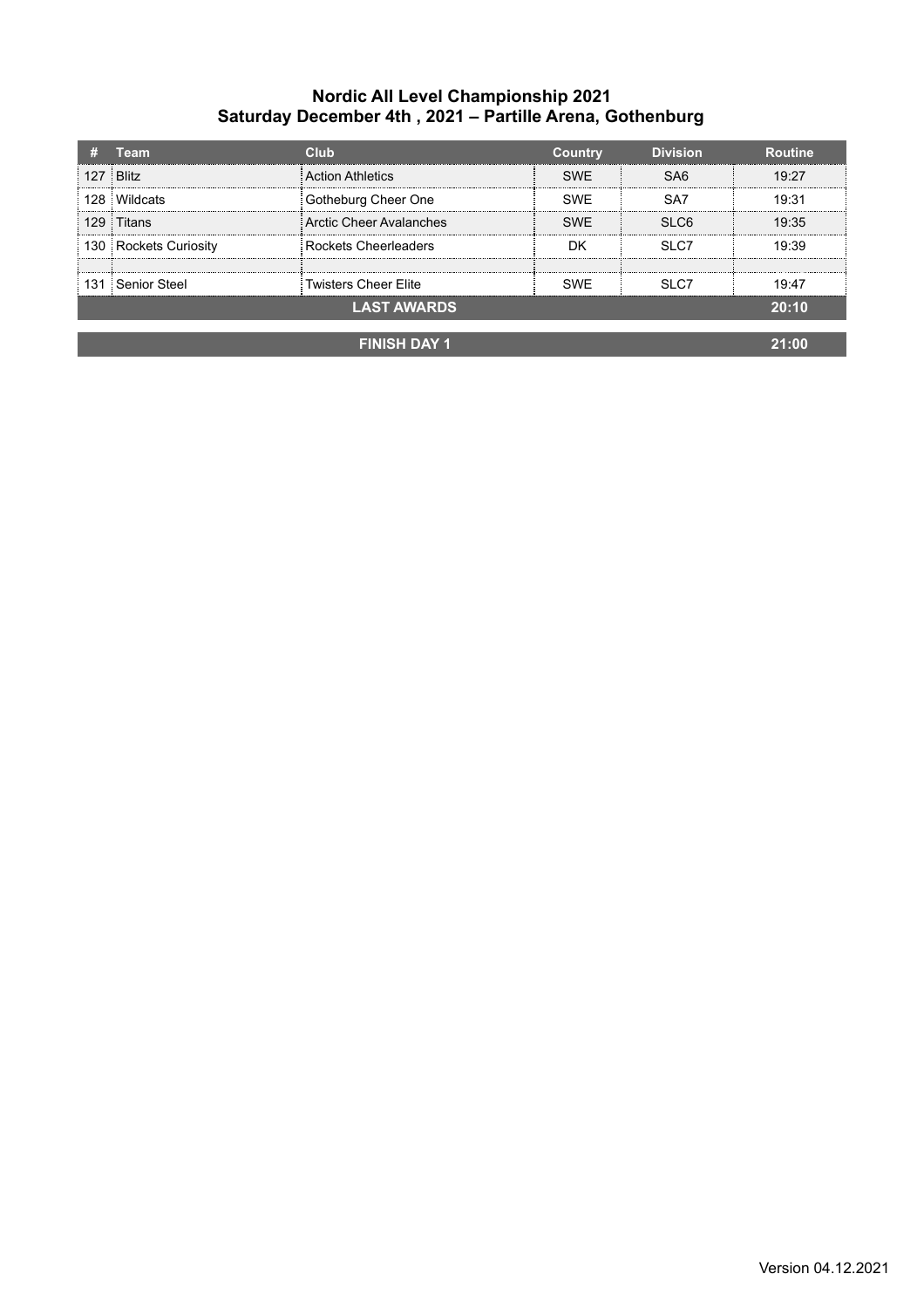**Nordic All Level Championship 2021**
**Saturday December 4th , 2021 – Partille Arena, Gothenburg**

| # | Team | Club | Country | Division | Routine |
|---|---|---|---|---|---|
| 127 | Blitz | Action Athletics | SWE | SA6 | 19:27 |
| 128 | Wildcats | Gotheburg Cheer One | SWE | SA7 | 19:31 |
| 129 | Titans | Arctic Cheer Avalanches | SWE | SLC6 | 19:35 |
| 130 | Rockets Curiosity | Rockets Cheerleaders | DK | SLC7 | 19:39 |
| | | | | | |
| 131 | Senior Steel | Twisters Cheer Elite | SWE | SLC7 | 19:47 |
| | | **LAST AWARDS** | | | **20:10** |
| | | **FINISH DAY 1** | | | **21:00** |

Version 04.12.2021